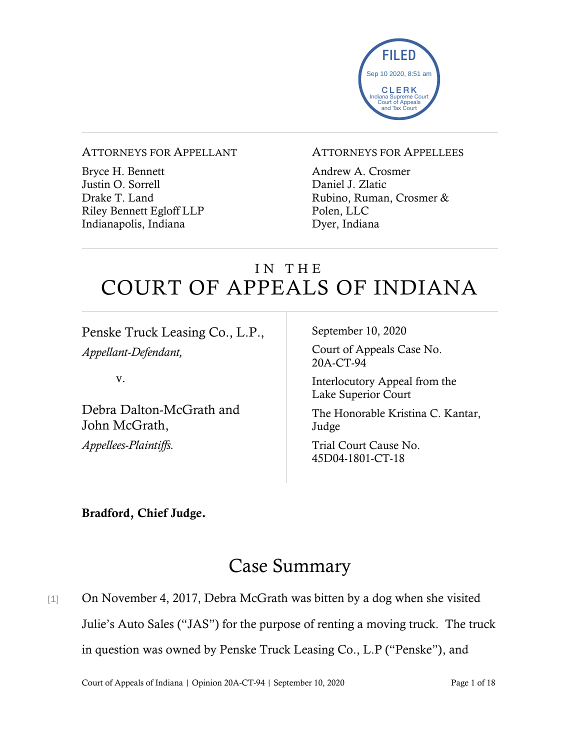FILED
Sep 10 2020, 8:51 am
CLERK
Indiana Supreme Court
Court of Appeals
and Tax Court

ATTORNEYS FOR APPELLANT

Bryce H. Bennett
Justin O. Sorrell
Drake T. Land
Riley Bennett Egloff LLP
Indianapolis, Indiana

ATTORNEYS FOR APPELLEES

Andrew A. Crosmer
Daniel J. Zlatic
Rubino, Ruman, Crosmer & Polen, LLC
Dyer, Indiana

# IN THE COURT OF APPEALS OF INDIANA

Penske Truck Leasing Co., L.P.,
*Appellant-Defendant,*

v.

Debra Dalton-McGrath and John McGrath,
*Appellees-Plaintiffs.*

September 10, 2020

Court of Appeals Case No. 20A-CT-94

Interlocutory Appeal from the Lake Superior Court

The Honorable Kristina C. Kantar, Judge

Trial Court Cause No. 45D04-1801-CT-18

**Bradford, Chief Judge.**

## Case Summary

[1] On November 4, 2017, Debra McGrath was bitten by a dog when she visited Julie's Auto Sales ("JAS") for the purpose of renting a moving truck. The truck in question was owned by Penske Truck Leasing Co., L.P ("Penske"), and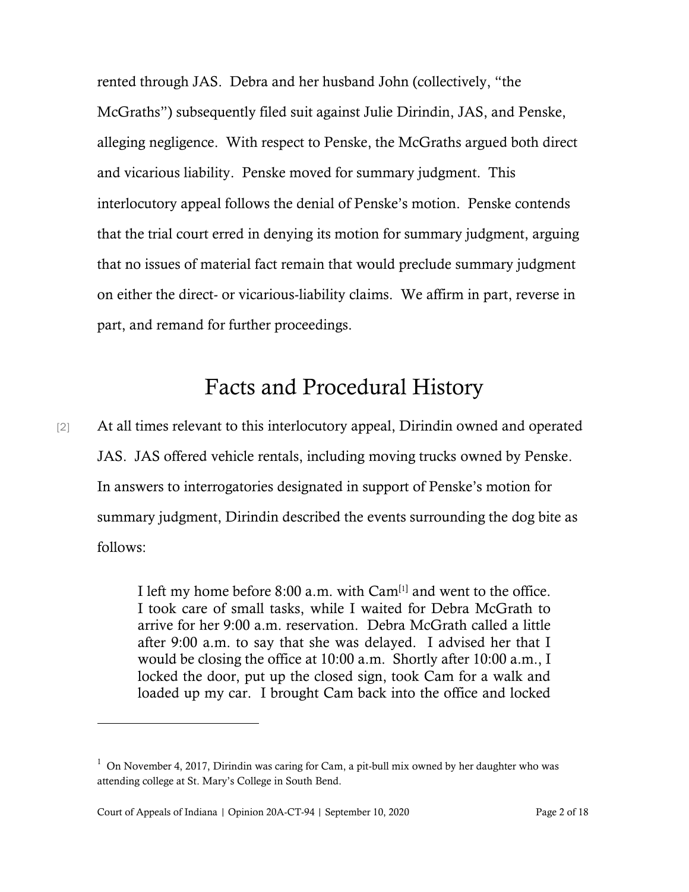rented through JAS. Debra and her husband John (collectively, "the McGraths") subsequently filed suit against Julie Dirindin, JAS, and Penske, alleging negligence. With respect to Penske, the McGraths argued both direct and vicarious liability. Penske moved for summary judgment. This interlocutory appeal follows the denial of Penske's motion. Penske contends that the trial court erred in denying its motion for summary judgment, arguing that no issues of material fact remain that would preclude summary judgment on either the direct- or vicarious-liability claims. We affirm in part, reverse in part, and remand for further proceedings.

# Facts and Procedural History

[2] At all times relevant to this interlocutory appeal, Dirindin owned and operated JAS. JAS offered vehicle rentals, including moving trucks owned by Penske. In answers to interrogatories designated in support of Penske's motion for summary judgment, Dirindin described the events surrounding the dog bite as follows:

> I left my home before 8:00 a.m. with Cam[1] and went to the office. I took care of small tasks, while I waited for Debra McGrath to arrive for her 9:00 a.m. reservation. Debra McGrath called a little after 9:00 a.m. to say that she was delayed. I advised her that I would be closing the office at 10:00 a.m. Shortly after 10:00 a.m., I locked the door, put up the closed sign, took Cam for a walk and loaded up my car. I brought Cam back into the office and locked

---

[1] On November 4, 2017, Dirindin was caring for Cam, a pit-bull mix owned by her daughter who was attending college at St. Mary's College in South Bend.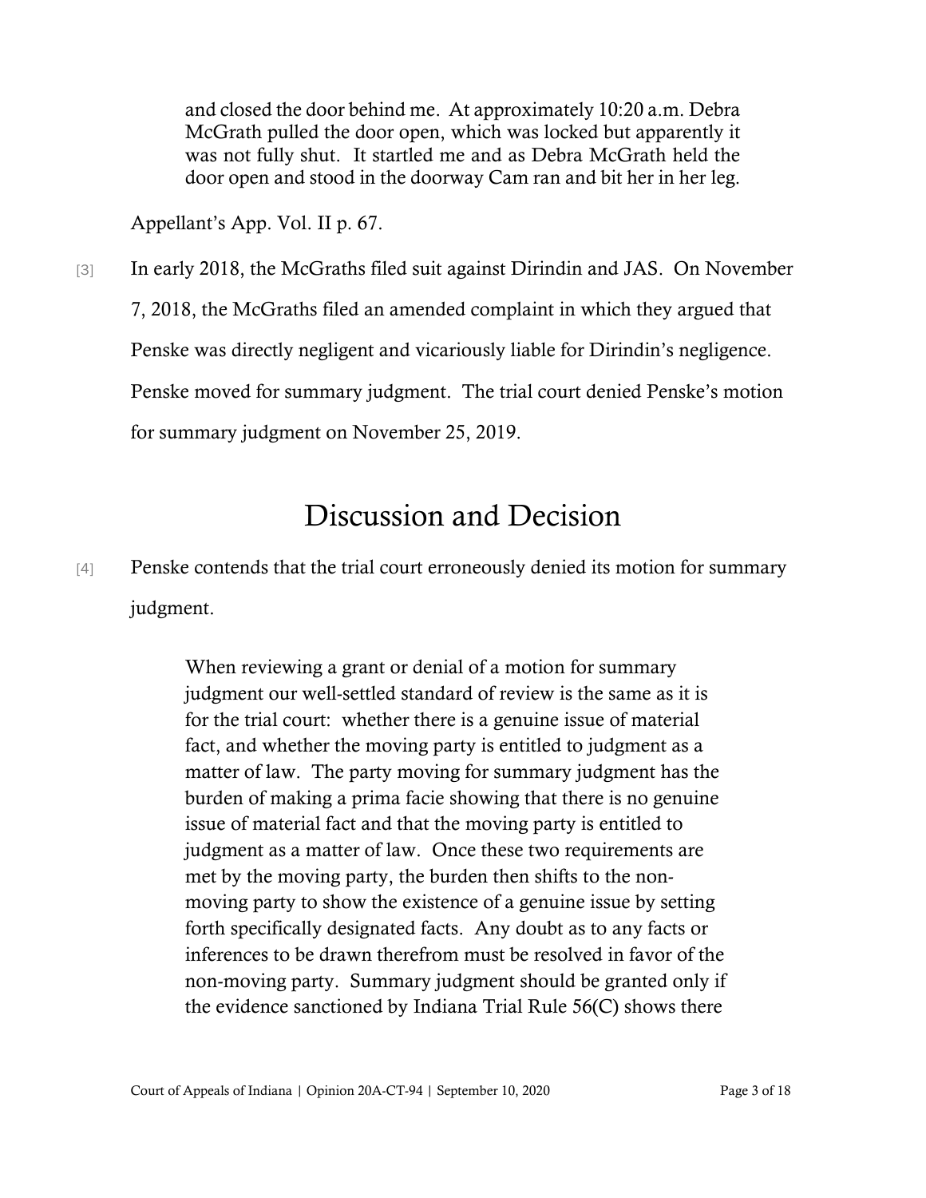> and closed the door behind me. At approximately 10:20 a.m. Debra McGrath pulled the door open, which was locked but apparently it was not fully shut. It startled me and as Debra McGrath held the door open and stood in the doorway Cam ran and bit her in her leg.

Appellant's App. Vol. II p. 67.

[3] In early 2018, the McGraths filed suit against Dirindin and JAS. On November 7, 2018, the McGraths filed an amended complaint in which they argued that Penske was directly negligent and vicariously liable for Dirindin's negligence. Penske moved for summary judgment. The trial court denied Penske's motion for summary judgment on November 25, 2019.

# Discussion and Decision

[4] Penske contends that the trial court erroneously denied its motion for summary judgment.

> When reviewing a grant or denial of a motion for summary judgment our well-settled standard of review is the same as it is for the trial court: whether there is a genuine issue of material fact, and whether the moving party is entitled to judgment as a matter of law. The party moving for summary judgment has the burden of making a prima facie showing that there is no genuine issue of material fact and that the moving party is entitled to judgment as a matter of law. Once these two requirements are met by the moving party, the burden then shifts to the non-moving party to show the existence of a genuine issue by setting forth specifically designated facts. Any doubt as to any facts or inferences to be drawn therefrom must be resolved in favor of the non-moving party. Summary judgment should be granted only if the evidence sanctioned by Indiana Trial Rule 56(C) shows there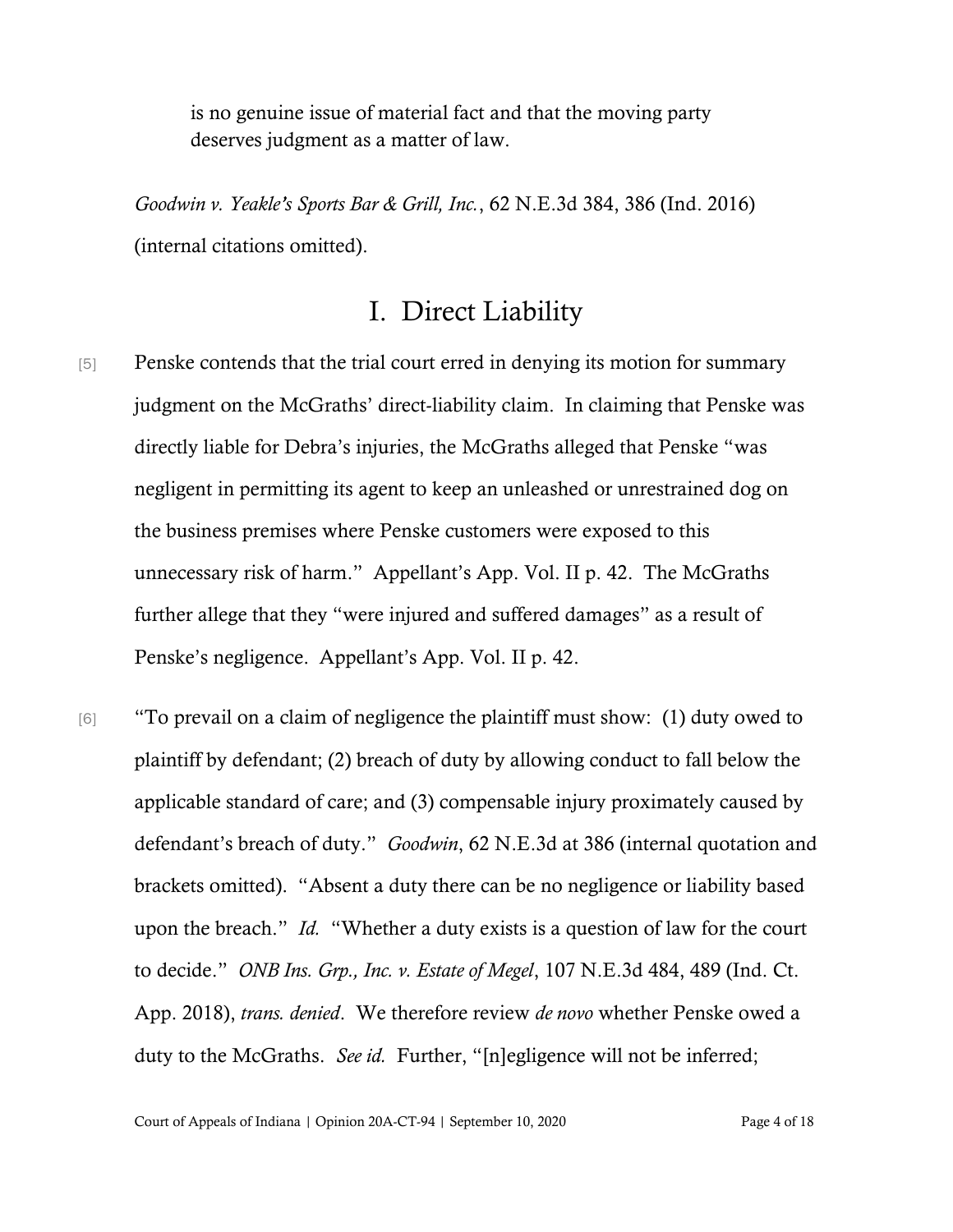is no genuine issue of material fact and that the moving party deserves judgment as a matter of law.

*Goodwin v. Yeakle's Sports Bar & Grill, Inc.*, 62 N.E.3d 384, 386 (Ind. 2016) (internal citations omitted).

## I. Direct Liability

[5] Penske contends that the trial court erred in denying its motion for summary judgment on the McGraths' direct-liability claim. In claiming that Penske was directly liable for Debra's injuries, the McGraths alleged that Penske "was negligent in permitting its agent to keep an unleashed or unrestrained dog on the business premises where Penske customers were exposed to this unnecessary risk of harm." Appellant's App. Vol. II p. 42. The McGraths further allege that they "were injured and suffered damages" as a result of Penske's negligence. Appellant's App. Vol. II p. 42.

[6] "To prevail on a claim of negligence the plaintiff must show: (1) duty owed to plaintiff by defendant; (2) breach of duty by allowing conduct to fall below the applicable standard of care; and (3) compensable injury proximately caused by defendant's breach of duty." *Goodwin*, 62 N.E.3d at 386 (internal quotation and brackets omitted). "Absent a duty there can be no negligence or liability based upon the breach." *Id.* "Whether a duty exists is a question of law for the court to decide." *ONB Ins. Grp., Inc. v. Estate of Megel*, 107 N.E.3d 484, 489 (Ind. Ct. App. 2018), *trans. denied*. We therefore review *de novo* whether Penske owed a duty to the McGraths. *See id.* Further, "[n]egligence will not be inferred;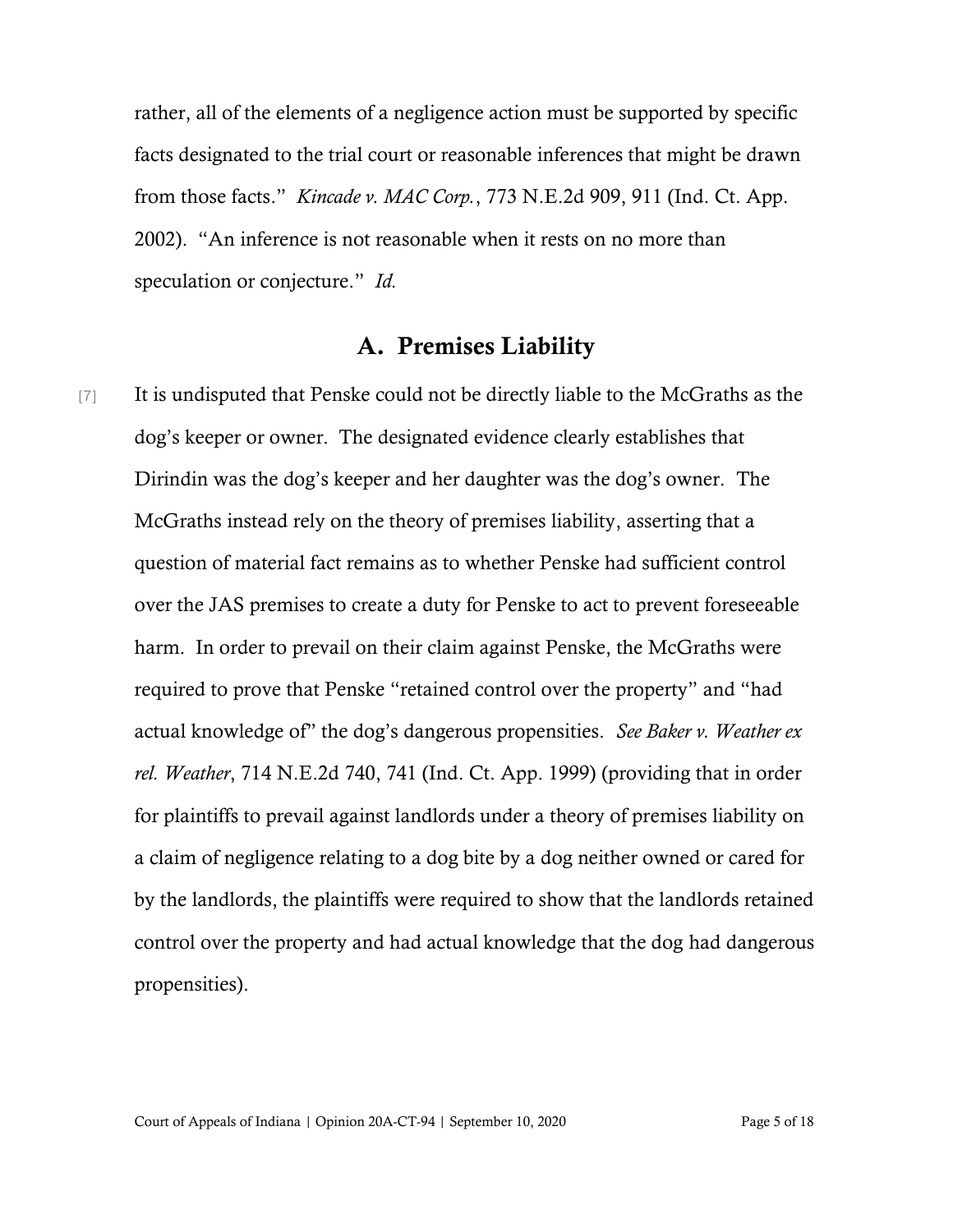rather, all of the elements of a negligence action must be supported by specific facts designated to the trial court or reasonable inferences that might be drawn from those facts." *Kincade v. MAC Corp.*, 773 N.E.2d 909, 911 (Ind. Ct. App. 2002). "An inference is not reasonable when it rests on no more than speculation or conjecture." *Id.*

## A. Premises Liability

[7] It is undisputed that Penske could not be directly liable to the McGraths as the dog's keeper or owner. The designated evidence clearly establishes that Dirindin was the dog's keeper and her daughter was the dog's owner. The McGraths instead rely on the theory of premises liability, asserting that a question of material fact remains as to whether Penske had sufficient control over the JAS premises to create a duty for Penske to act to prevent foreseeable harm. In order to prevail on their claim against Penske, the McGraths were required to prove that Penske "retained control over the property" and "had actual knowledge of" the dog's dangerous propensities. *See Baker v. Weather ex rel. Weather*, 714 N.E.2d 740, 741 (Ind. Ct. App. 1999) (providing that in order for plaintiffs to prevail against landlords under a theory of premises liability on a claim of negligence relating to a dog bite by a dog neither owned or cared for by the landlords, the plaintiffs were required to show that the landlords retained control over the property and had actual knowledge that the dog had dangerous propensities).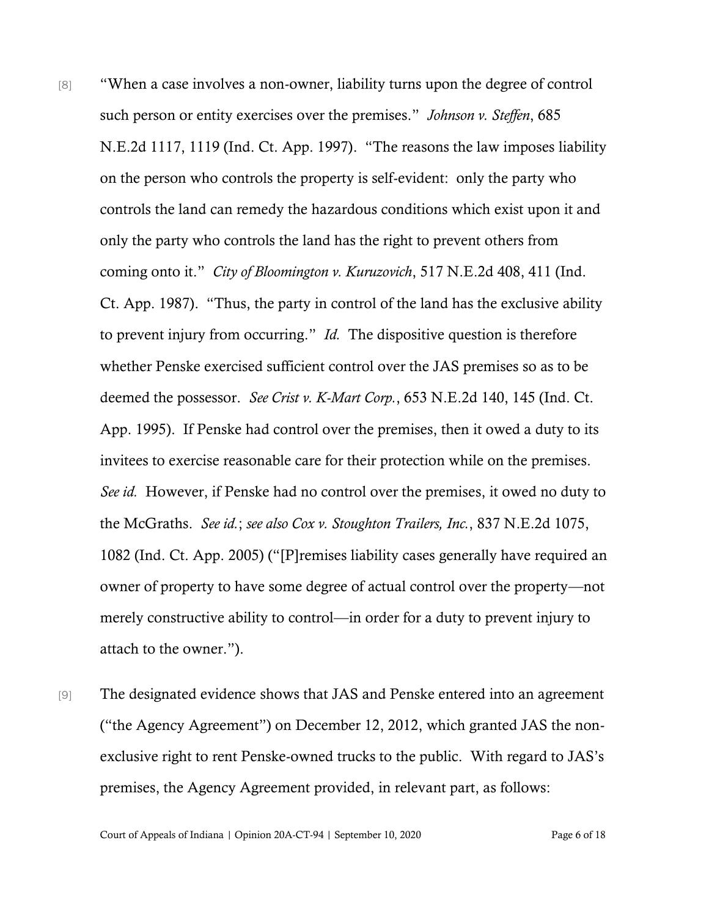[8] "When a case involves a non-owner, liability turns upon the degree of control such person or entity exercises over the premises." *Johnson v. Steffen*, 685 N.E.2d 1117, 1119 (Ind. Ct. App. 1997). "The reasons the law imposes liability on the person who controls the property is self-evident: only the party who controls the land can remedy the hazardous conditions which exist upon it and only the party who controls the land has the right to prevent others from coming onto it." *City of Bloomington v. Kuruzovich*, 517 N.E.2d 408, 411 (Ind. Ct. App. 1987). "Thus, the party in control of the land has the exclusive ability to prevent injury from occurring." *Id.* The dispositive question is therefore whether Penske exercised sufficient control over the JAS premises so as to be deemed the possessor. *See Crist v. K-Mart Corp.*, 653 N.E.2d 140, 145 (Ind. Ct. App. 1995). If Penske had control over the premises, then it owed a duty to its invitees to exercise reasonable care for their protection while on the premises. *See id.* However, if Penske had no control over the premises, it owed no duty to the McGraths. *See id.*; *see also Cox v. Stoughton Trailers, Inc.*, 837 N.E.2d 1075, 1082 (Ind. Ct. App. 2005) ("[P]remises liability cases generally have required an owner of property to have some degree of actual control over the property—not merely constructive ability to control—in order for a duty to prevent injury to attach to the owner.").

[9] The designated evidence shows that JAS and Penske entered into an agreement ("the Agency Agreement") on December 12, 2012, which granted JAS the non-exclusive right to rent Penske-owned trucks to the public. With regard to JAS's premises, the Agency Agreement provided, in relevant part, as follows: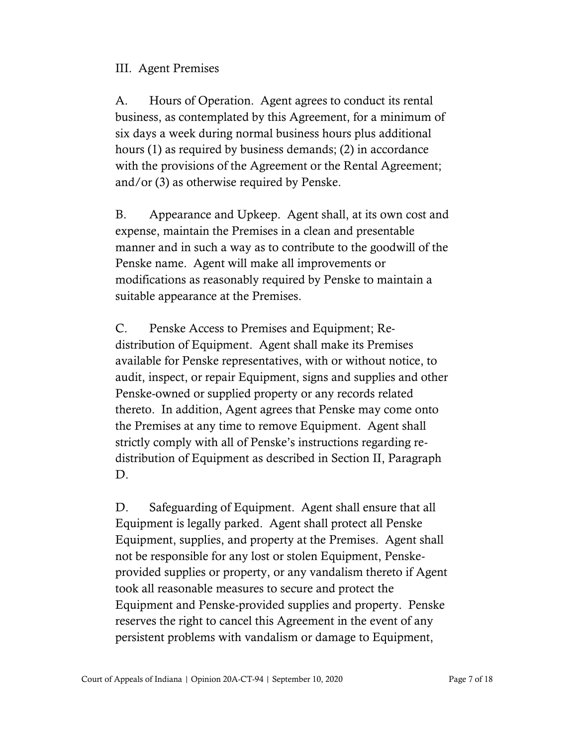III. Agent Premises

A. Hours of Operation. Agent agrees to conduct its rental business, as contemplated by this Agreement, for a minimum of six days a week during normal business hours plus additional hours (1) as required by business demands; (2) in accordance with the provisions of the Agreement or the Rental Agreement; and/or (3) as otherwise required by Penske.

B. Appearance and Upkeep. Agent shall, at its own cost and expense, maintain the Premises in a clean and presentable manner and in such a way as to contribute to the goodwill of the Penske name. Agent will make all improvements or modifications as reasonably required by Penske to maintain a suitable appearance at the Premises.

C. Penske Access to Premises and Equipment; Re-distribution of Equipment. Agent shall make its Premises available for Penske representatives, with or without notice, to audit, inspect, or repair Equipment, signs and supplies and other Penske-owned or supplied property or any records related thereto. In addition, Agent agrees that Penske may come onto the Premises at any time to remove Equipment. Agent shall strictly comply with all of Penske's instructions regarding re-distribution of Equipment as described in Section II, Paragraph D.

D. Safeguarding of Equipment. Agent shall ensure that all Equipment is legally parked. Agent shall protect all Penske Equipment, supplies, and property at the Premises. Agent shall not be responsible for any lost or stolen Equipment, Penske-provided supplies or property, or any vandalism thereto if Agent took all reasonable measures to secure and protect the Equipment and Penske-provided supplies and property. Penske reserves the right to cancel this Agreement in the event of any persistent problems with vandalism or damage to Equipment,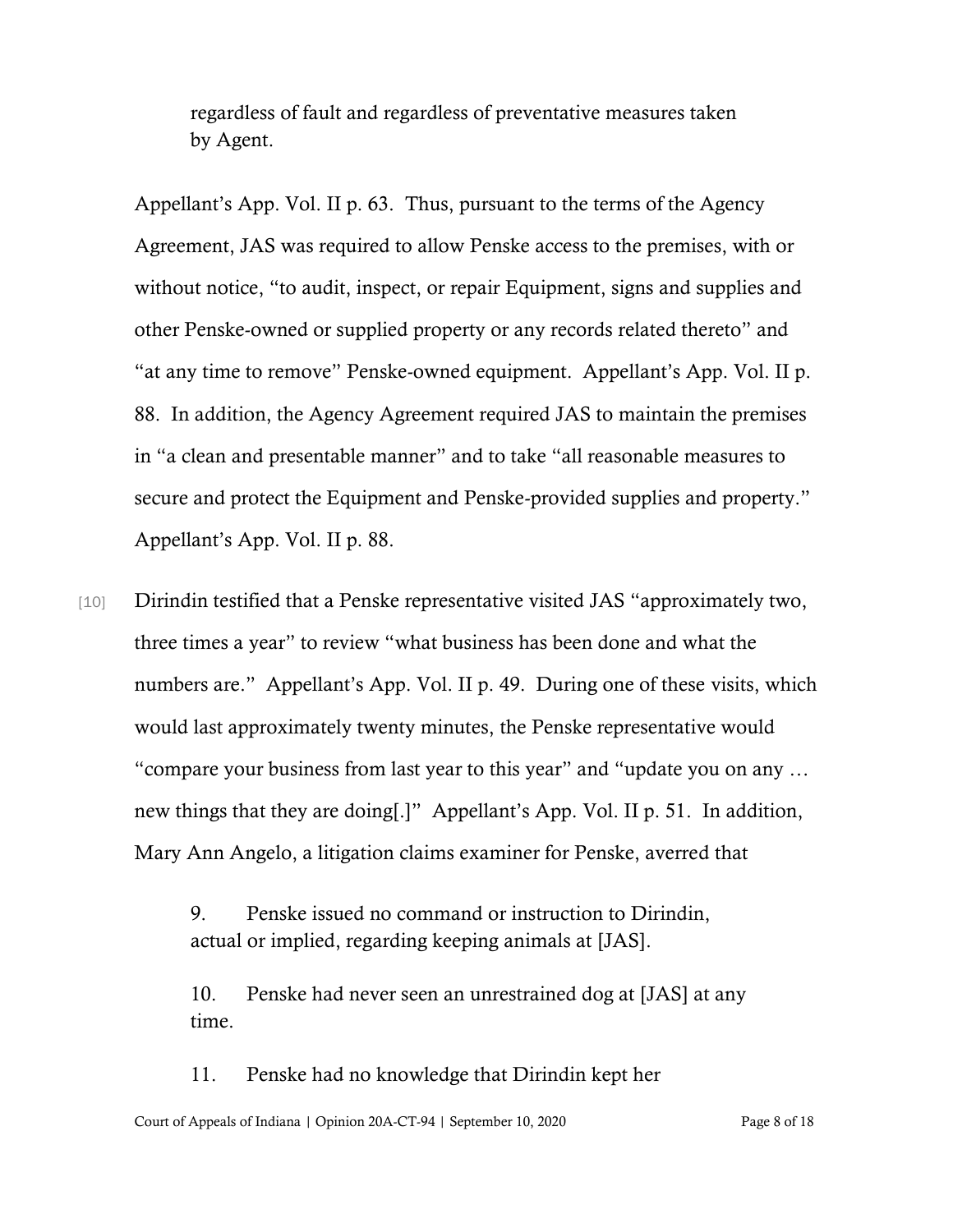regardless of fault and regardless of preventative measures taken by Agent.

Appellant's App. Vol. II p. 63. Thus, pursuant to the terms of the Agency Agreement, JAS was required to allow Penske access to the premises, with or without notice, "to audit, inspect, or repair Equipment, signs and supplies and other Penske-owned or supplied property or any records related thereto" and "at any time to remove" Penske-owned equipment. Appellant's App. Vol. II p. 88. In addition, the Agency Agreement required JAS to maintain the premises in "a clean and presentable manner" and to take "all reasonable measures to secure and protect the Equipment and Penske-provided supplies and property." Appellant's App. Vol. II p. 88.

[10] Dirindin testified that a Penske representative visited JAS "approximately two, three times a year" to review "what business has been done and what the numbers are." Appellant's App. Vol. II p. 49. During one of these visits, which would last approximately twenty minutes, the Penske representative would "compare your business from last year to this year" and "update you on any … new things that they are doing[.]" Appellant's App. Vol. II p. 51. In addition, Mary Ann Angelo, a litigation claims examiner for Penske, averred that

> 9. Penske issued no command or instruction to Dirindin, actual or implied, regarding keeping animals at [JAS].
>
> 10. Penske had never seen an unrestrained dog at [JAS] at any time.
>
> 11. Penske had no knowledge that Dirindin kept her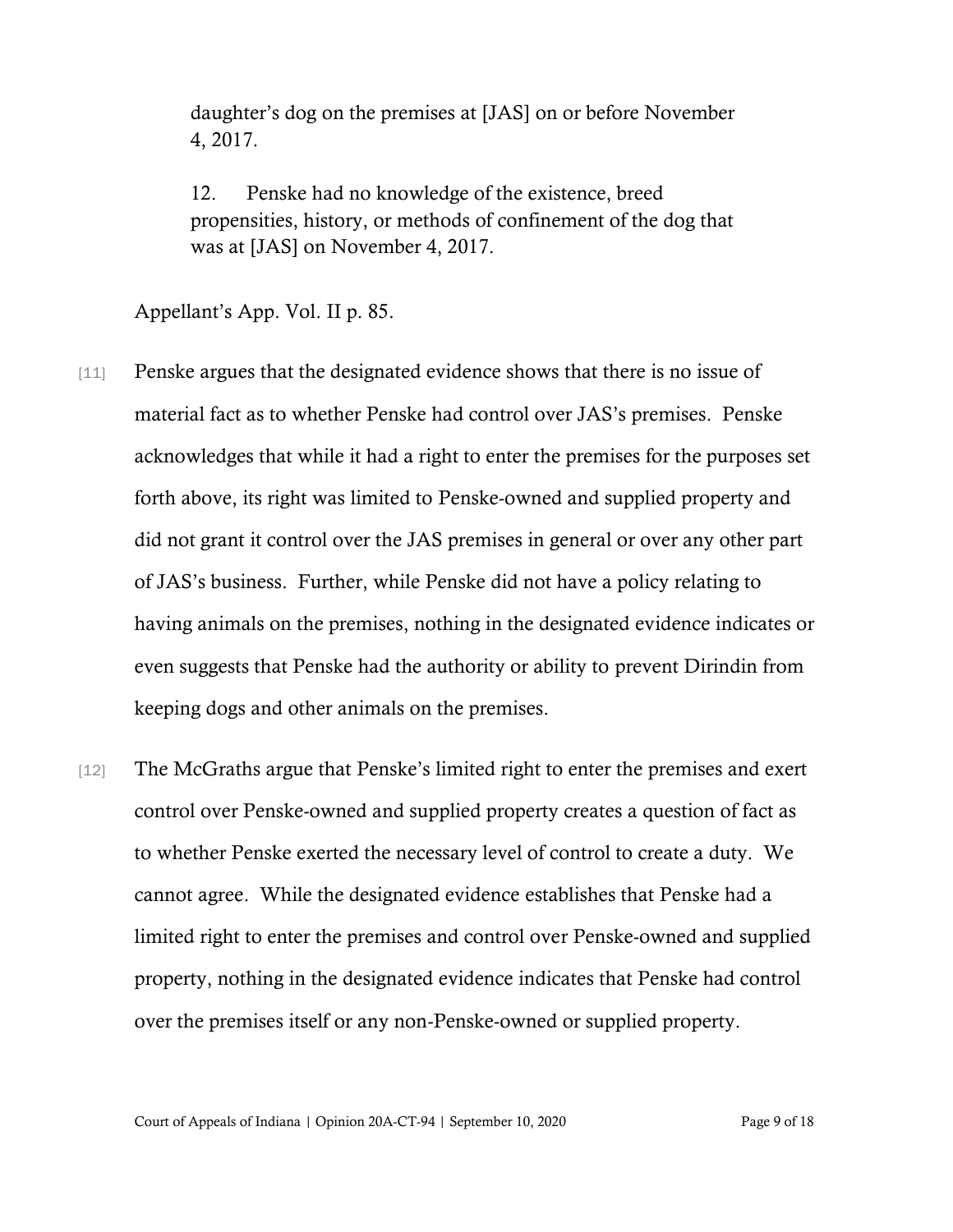> daughter's dog on the premises at [JAS] on or before November 4, 2017.
>
> 12. Penske had no knowledge of the existence, breed propensities, history, or methods of confinement of the dog that was at [JAS] on November 4, 2017.

Appellant's App. Vol. II p. 85.

[11] Penske argues that the designated evidence shows that there is no issue of material fact as to whether Penske had control over JAS's premises. Penske acknowledges that while it had a right to enter the premises for the purposes set forth above, its right was limited to Penske-owned and supplied property and did not grant it control over the JAS premises in general or over any other part of JAS's business. Further, while Penske did not have a policy relating to having animals on the premises, nothing in the designated evidence indicates or even suggests that Penske had the authority or ability to prevent Dirindin from keeping dogs and other animals on the premises.

[12] The McGraths argue that Penske's limited right to enter the premises and exert control over Penske-owned and supplied property creates a question of fact as to whether Penske exerted the necessary level of control to create a duty. We cannot agree. While the designated evidence establishes that Penske had a limited right to enter the premises and control over Penske-owned and supplied property, nothing in the designated evidence indicates that Penske had control over the premises itself or any non-Penske-owned or supplied property.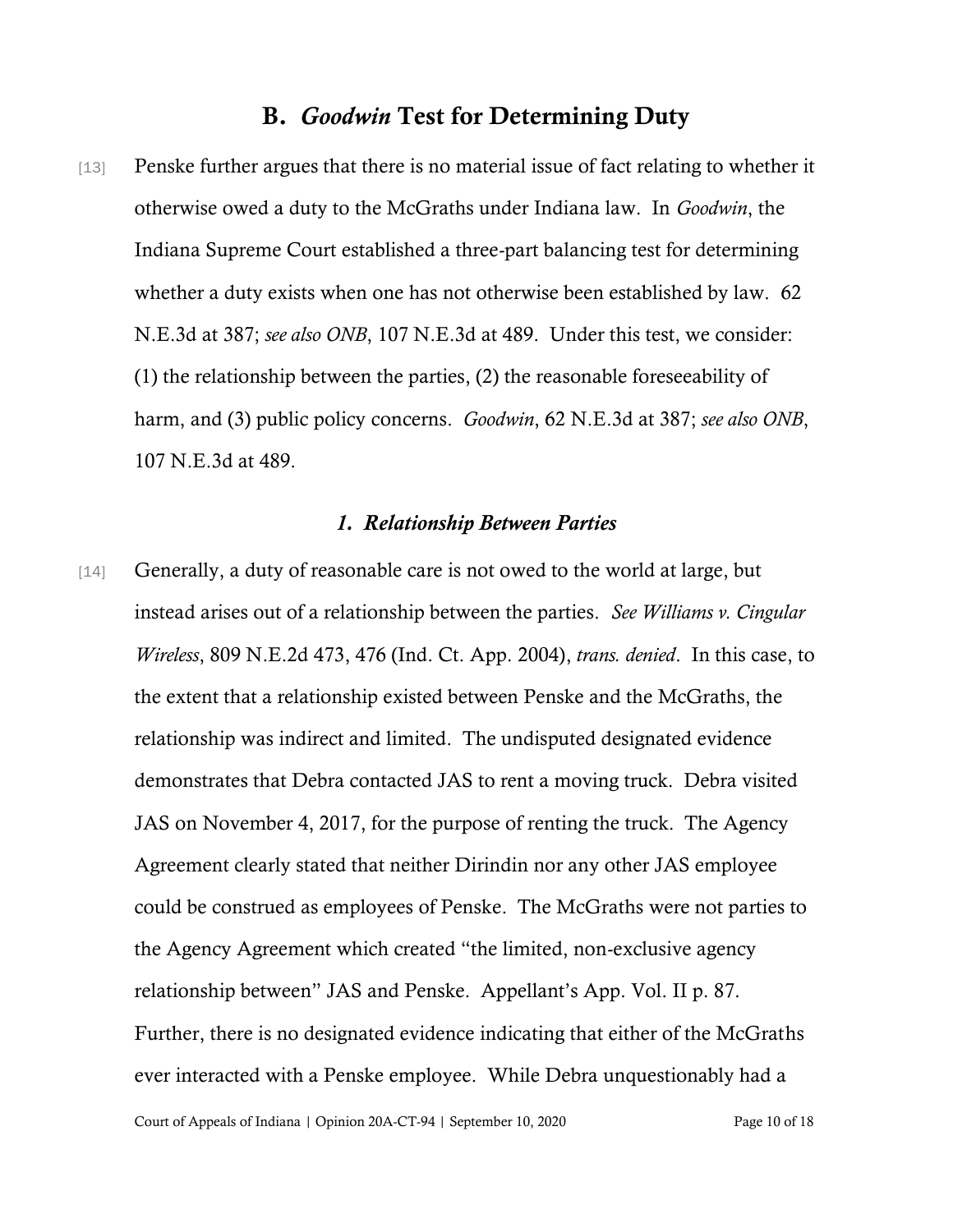## B. *Goodwin* Test for Determining Duty

[13] Penske further argues that there is no material issue of fact relating to whether it otherwise owed a duty to the McGraths under Indiana law. In *Goodwin*, the Indiana Supreme Court established a three-part balancing test for determining whether a duty exists when one has not otherwise been established by law. 62 N.E.3d at 387; *see also ONB*, 107 N.E.3d at 489. Under this test, we consider: (1) the relationship between the parties, (2) the reasonable foreseeability of harm, and (3) public policy concerns. *Goodwin*, 62 N.E.3d at 387; *see also ONB*, 107 N.E.3d at 489.

### *1. Relationship Between Parties*

[14] Generally, a duty of reasonable care is not owed to the world at large, but instead arises out of a relationship between the parties. *See Williams v. Cingular Wireless*, 809 N.E.2d 473, 476 (Ind. Ct. App. 2004), *trans. denied*. In this case, to the extent that a relationship existed between Penske and the McGraths, the relationship was indirect and limited. The undisputed designated evidence demonstrates that Debra contacted JAS to rent a moving truck. Debra visited JAS on November 4, 2017, for the purpose of renting the truck. The Agency Agreement clearly stated that neither Dirindin nor any other JAS employee could be construed as employees of Penske. The McGraths were not parties to the Agency Agreement which created "the limited, non-exclusive agency relationship between" JAS and Penske. Appellant's App. Vol. II p. 87. Further, there is no designated evidence indicating that either of the McGraths ever interacted with a Penske employee. While Debra unquestionably had a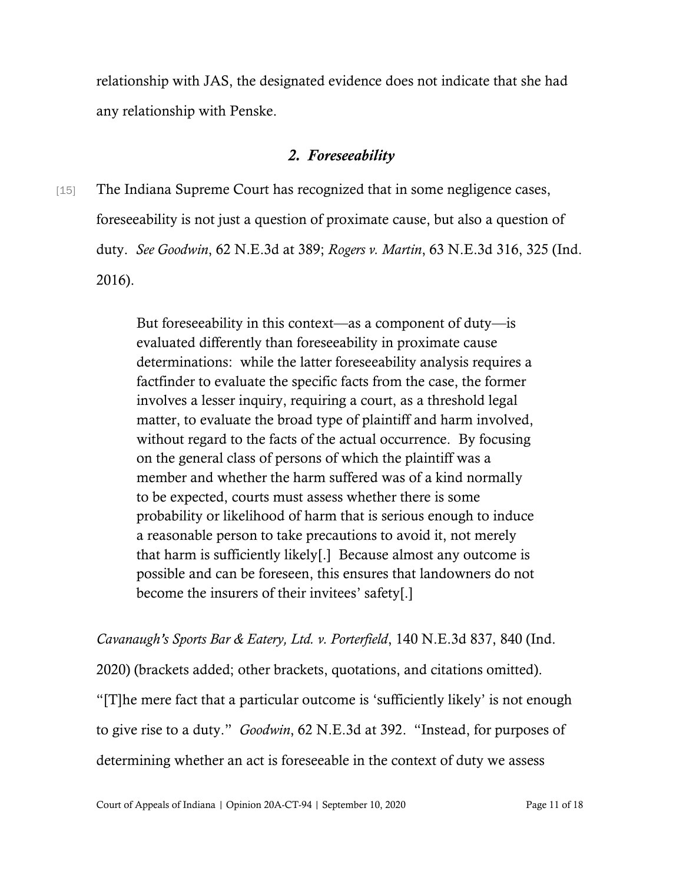relationship with JAS, the designated evidence does not indicate that she had any relationship with Penske.

### *2. Foreseeability*

[15] The Indiana Supreme Court has recognized that in some negligence cases, foreseeability is not just a question of proximate cause, but also a question of duty. *See Goodwin*, 62 N.E.3d at 389; *Rogers v. Martin*, 63 N.E.3d 316, 325 (Ind. 2016).

> But foreseeability in this context—as a component of duty—is evaluated differently than foreseeability in proximate cause determinations: while the latter foreseeability analysis requires a factfinder to evaluate the specific facts from the case, the former involves a lesser inquiry, requiring a court, as a threshold legal matter, to evaluate the broad type of plaintiff and harm involved, without regard to the facts of the actual occurrence. By focusing on the general class of persons of which the plaintiff was a member and whether the harm suffered was of a kind normally to be expected, courts must assess whether there is some probability or likelihood of harm that is serious enough to induce a reasonable person to take precautions to avoid it, not merely that harm is sufficiently likely[.] Because almost any outcome is possible and can be foreseen, this ensures that landowners do not become the insurers of their invitees' safety[.]

*Cavanaugh's Sports Bar & Eatery, Ltd. v. Porterfield*, 140 N.E.3d 837, 840 (Ind. 2020) (brackets added; other brackets, quotations, and citations omitted). "[T]he mere fact that a particular outcome is 'sufficiently likely' is not enough to give rise to a duty." *Goodwin*, 62 N.E.3d at 392. "Instead, for purposes of determining whether an act is foreseeable in the context of duty we assess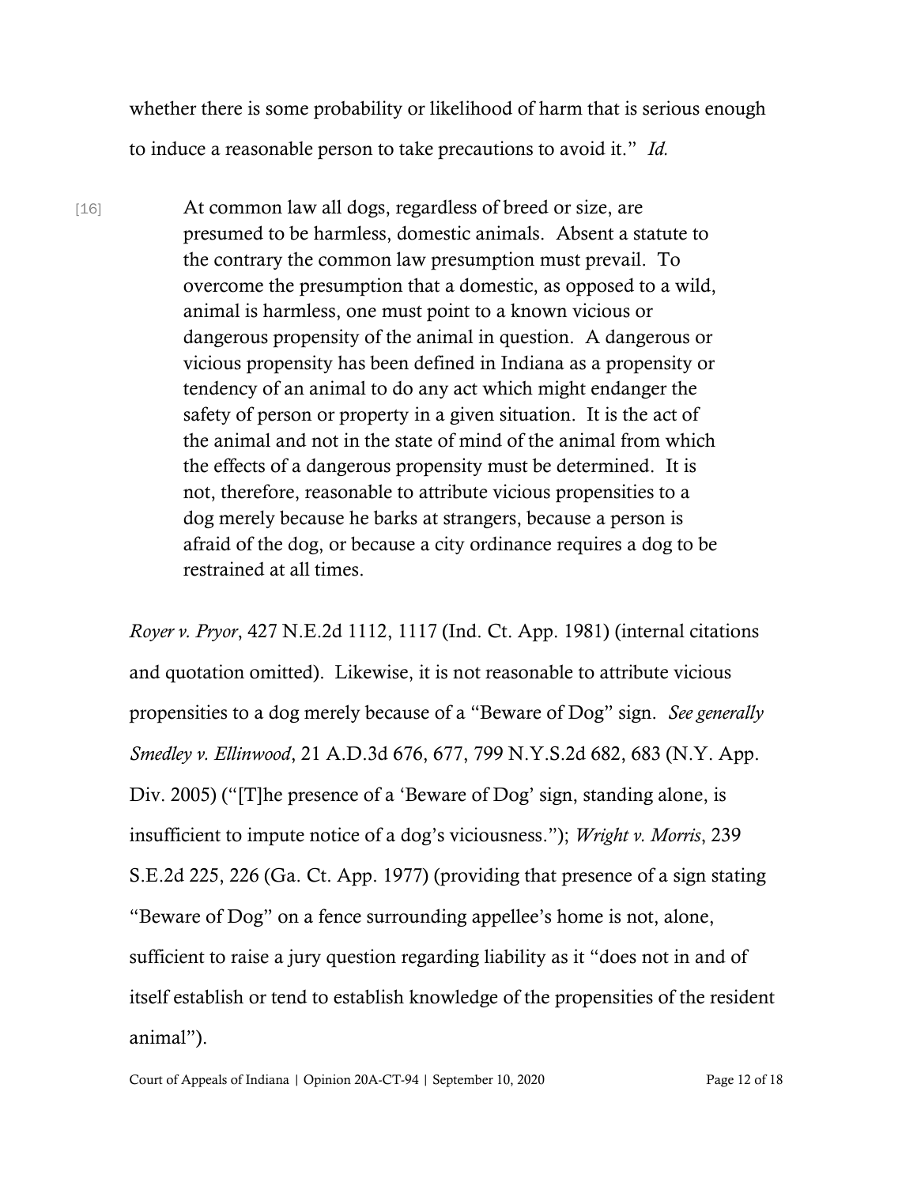whether there is some probability or likelihood of harm that is serious enough to induce a reasonable person to take precautions to avoid it." *Id.*

[16]

> At common law all dogs, regardless of breed or size, are presumed to be harmless, domestic animals. Absent a statute to the contrary the common law presumption must prevail. To overcome the presumption that a domestic, as opposed to a wild, animal is harmless, one must point to a known vicious or dangerous propensity of the animal in question. A dangerous or vicious propensity has been defined in Indiana as a propensity or tendency of an animal to do any act which might endanger the safety of person or property in a given situation. It is the act of the animal and not in the state of mind of the animal from which the effects of a dangerous propensity must be determined. It is not, therefore, reasonable to attribute vicious propensities to a dog merely because he barks at strangers, because a person is afraid of the dog, or because a city ordinance requires a dog to be restrained at all times.

*Royer v. Pryor*, 427 N.E.2d 1112, 1117 (Ind. Ct. App. 1981) (internal citations and quotation omitted). Likewise, it is not reasonable to attribute vicious propensities to a dog merely because of a "Beware of Dog" sign. *See generally Smedley v. Ellinwood*, 21 A.D.3d 676, 677, 799 N.Y.S.2d 682, 683 (N.Y. App. Div. 2005) ("[T]he presence of a 'Beware of Dog' sign, standing alone, is insufficient to impute notice of a dog's viciousness."); *Wright v. Morris*, 239 S.E.2d 225, 226 (Ga. Ct. App. 1977) (providing that presence of a sign stating "Beware of Dog" on a fence surrounding appellee's home is not, alone, sufficient to raise a jury question regarding liability as it "does not in and of itself establish or tend to establish knowledge of the propensities of the resident animal").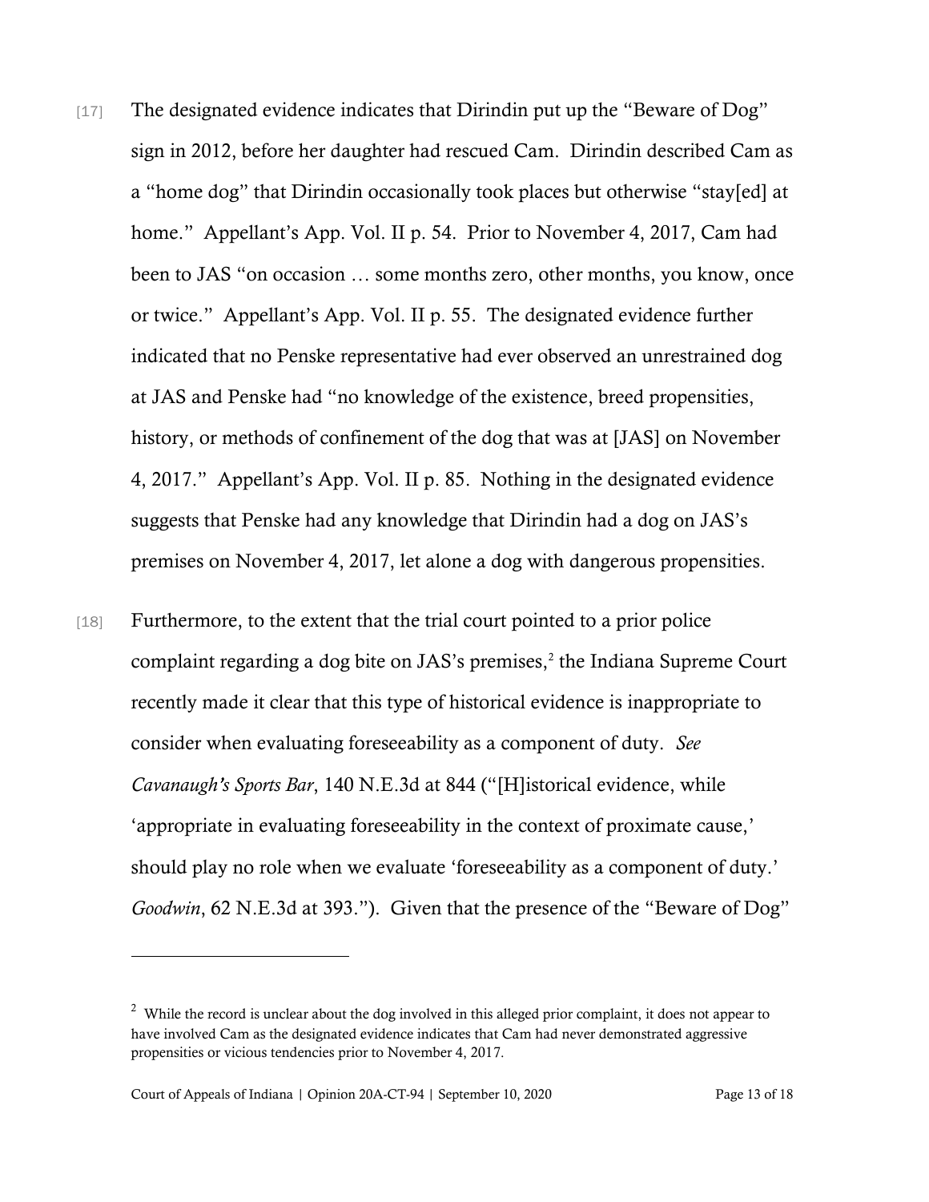[17] The designated evidence indicates that Dirindin put up the "Beware of Dog" sign in 2012, before her daughter had rescued Cam. Dirindin described Cam as a "home dog" that Dirindin occasionally took places but otherwise "stay[ed] at home." Appellant's App. Vol. II p. 54. Prior to November 4, 2017, Cam had been to JAS "on occasion … some months zero, other months, you know, once or twice." Appellant's App. Vol. II p. 55. The designated evidence further indicated that no Penske representative had ever observed an unrestrained dog at JAS and Penske had "no knowledge of the existence, breed propensities, history, or methods of confinement of the dog that was at [JAS] on November 4, 2017." Appellant's App. Vol. II p. 85. Nothing in the designated evidence suggests that Penske had any knowledge that Dirindin had a dog on JAS's premises on November 4, 2017, let alone a dog with dangerous propensities.

[18] Furthermore, to the extent that the trial court pointed to a prior police complaint regarding a dog bite on JAS's premises,[2] the Indiana Supreme Court recently made it clear that this type of historical evidence is inappropriate to consider when evaluating foreseeability as a component of duty. *See Cavanaugh's Sports Bar*, 140 N.E.3d at 844 ("[H]istorical evidence, while 'appropriate in evaluating foreseeability in the context of proximate cause,' should play no role when we evaluate 'foreseeability as a component of duty.' *Goodwin*, 62 N.E.3d at 393."). Given that the presence of the "Beware of Dog"

---

[2] While the record is unclear about the dog involved in this alleged prior complaint, it does not appear to have involved Cam as the designated evidence indicates that Cam had never demonstrated aggressive propensities or vicious tendencies prior to November 4, 2017.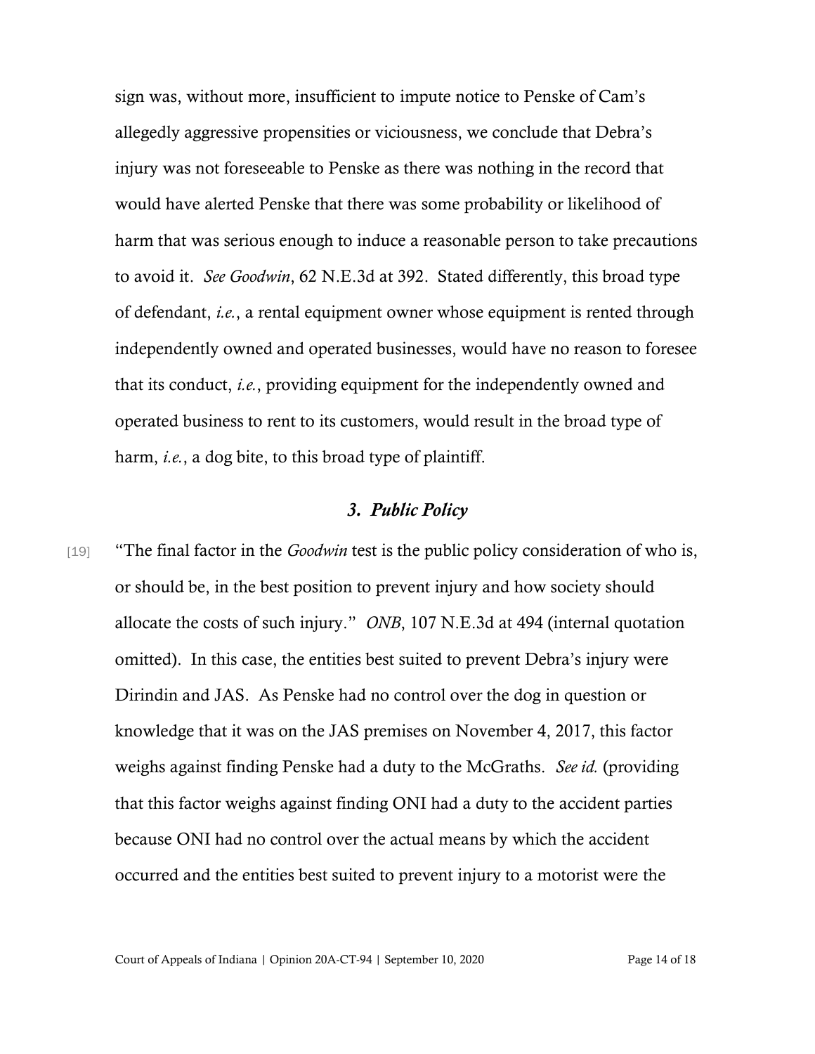sign was, without more, insufficient to impute notice to Penske of Cam's allegedly aggressive propensities or viciousness, we conclude that Debra's injury was not foreseeable to Penske as there was nothing in the record that would have alerted Penske that there was some probability or likelihood of harm that was serious enough to induce a reasonable person to take precautions to avoid it. *See Goodwin*, 62 N.E.3d at 392. Stated differently, this broad type of defendant, *i.e.*, a rental equipment owner whose equipment is rented through independently owned and operated businesses, would have no reason to foresee that its conduct, *i.e.*, providing equipment for the independently owned and operated business to rent to its customers, would result in the broad type of harm, *i.e.*, a dog bite, to this broad type of plaintiff.

### *3. Public Policy*

[19] "The final factor in the *Goodwin* test is the public policy consideration of who is, or should be, in the best position to prevent injury and how society should allocate the costs of such injury." *ONB*, 107 N.E.3d at 494 (internal quotation omitted). In this case, the entities best suited to prevent Debra's injury were Dirindin and JAS. As Penske had no control over the dog in question or knowledge that it was on the JAS premises on November 4, 2017, this factor weighs against finding Penske had a duty to the McGraths. *See id.* (providing that this factor weighs against finding ONI had a duty to the accident parties because ONI had no control over the actual means by which the accident occurred and the entities best suited to prevent injury to a motorist were the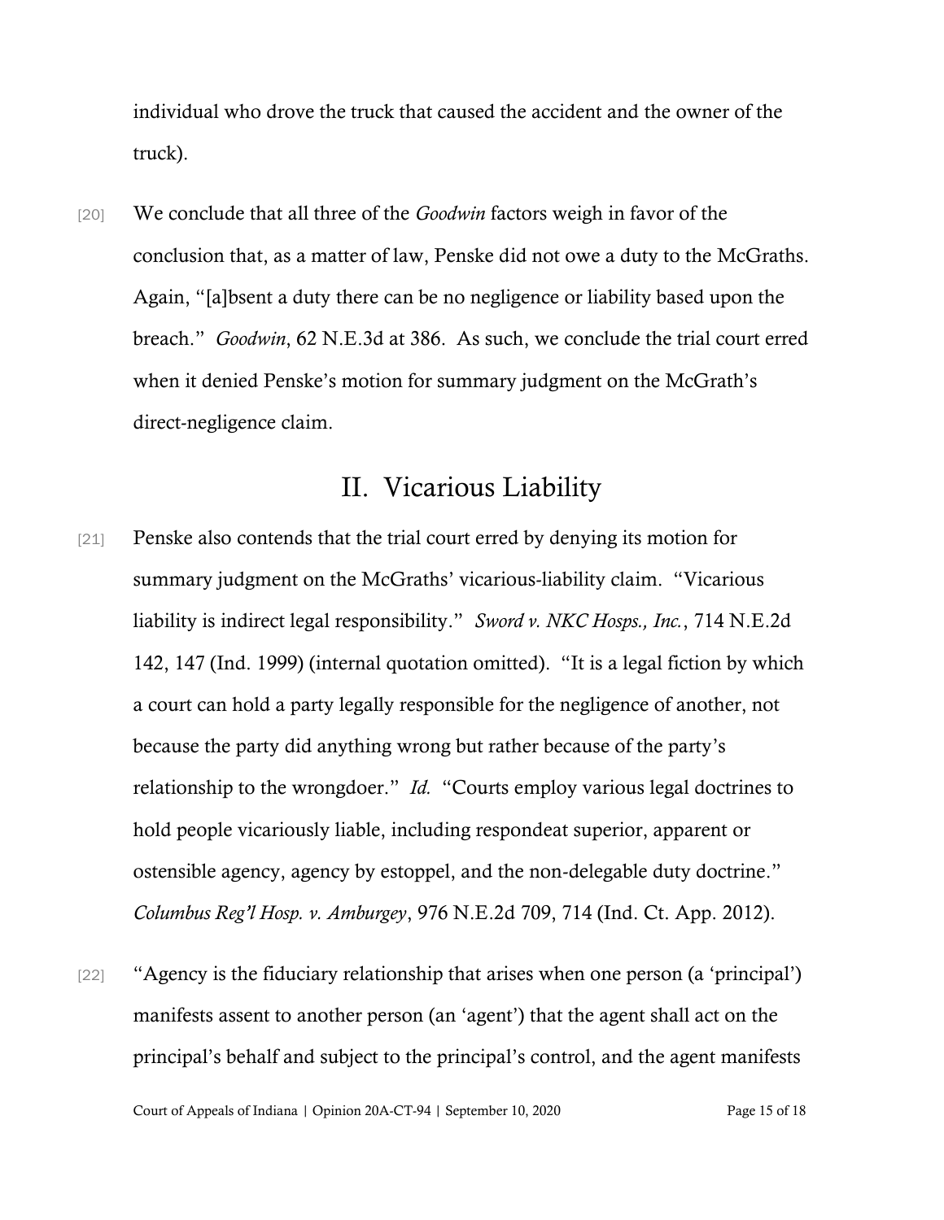individual who drove the truck that caused the accident and the owner of the truck).

[20] We conclude that all three of the *Goodwin* factors weigh in favor of the conclusion that, as a matter of law, Penske did not owe a duty to the McGraths. Again, "[a]bsent a duty there can be no negligence or liability based upon the breach." *Goodwin*, 62 N.E.3d at 386. As such, we conclude the trial court erred when it denied Penske's motion for summary judgment on the McGrath's direct-negligence claim.

## II. Vicarious Liability

[21] Penske also contends that the trial court erred by denying its motion for summary judgment on the McGraths' vicarious-liability claim. "Vicarious liability is indirect legal responsibility." *Sword v. NKC Hosps., Inc.*, 714 N.E.2d 142, 147 (Ind. 1999) (internal quotation omitted). "It is a legal fiction by which a court can hold a party legally responsible for the negligence of another, not because the party did anything wrong but rather because of the party's relationship to the wrongdoer." *Id.* "Courts employ various legal doctrines to hold people vicariously liable, including respondeat superior, apparent or ostensible agency, agency by estoppel, and the non-delegable duty doctrine." *Columbus Reg'l Hosp. v. Amburgey*, 976 N.E.2d 709, 714 (Ind. Ct. App. 2012).

[22] "Agency is the fiduciary relationship that arises when one person (a 'principal') manifests assent to another person (an 'agent') that the agent shall act on the principal's behalf and subject to the principal's control, and the agent manifests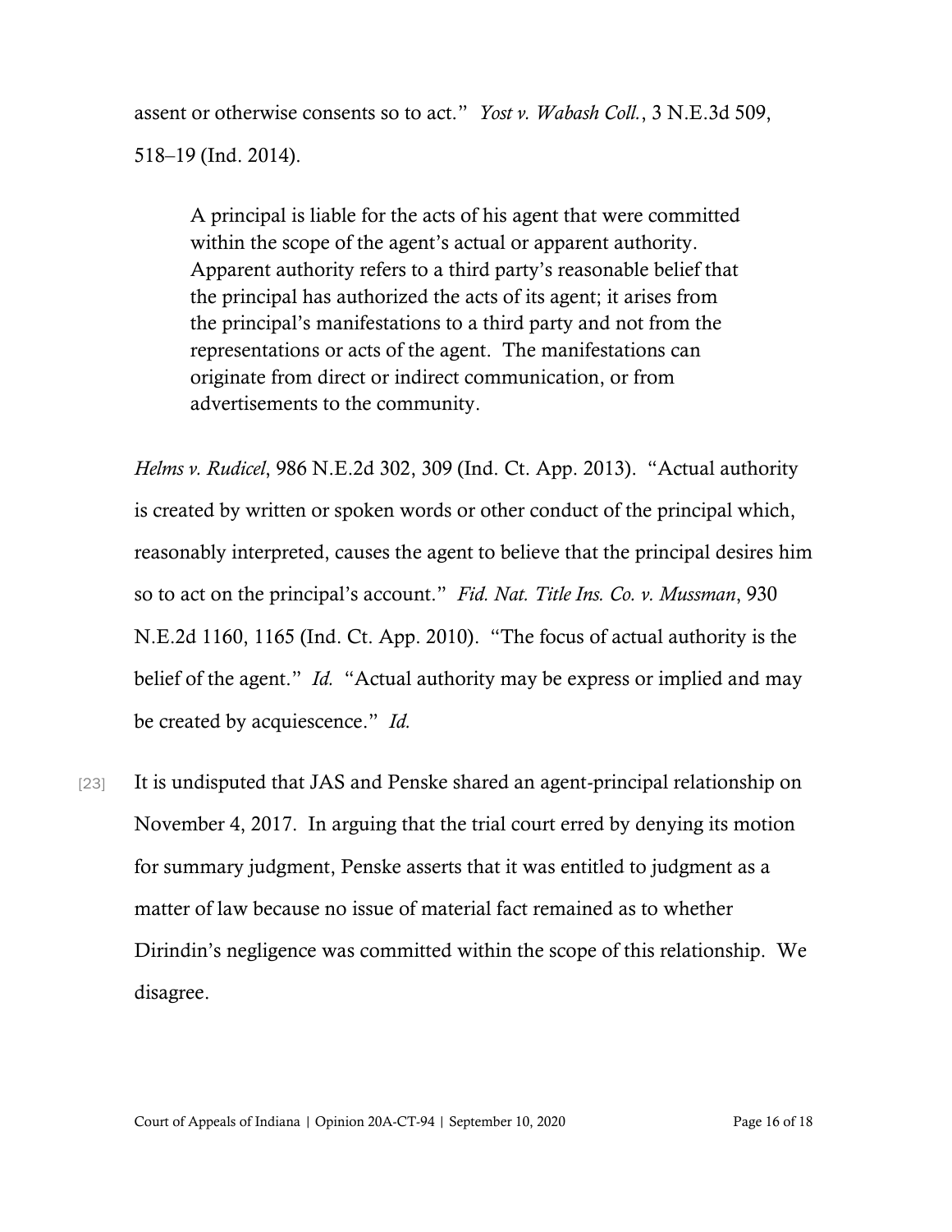assent or otherwise consents so to act." *Yost v. Wabash Coll.*, 3 N.E.3d 509, 518–19 (Ind. 2014).

> A principal is liable for the acts of his agent that were committed within the scope of the agent's actual or apparent authority. Apparent authority refers to a third party's reasonable belief that the principal has authorized the acts of its agent; it arises from the principal's manifestations to a third party and not from the representations or acts of the agent. The manifestations can originate from direct or indirect communication, or from advertisements to the community.

*Helms v. Rudicel*, 986 N.E.2d 302, 309 (Ind. Ct. App. 2013). "Actual authority is created by written or spoken words or other conduct of the principal which, reasonably interpreted, causes the agent to believe that the principal desires him so to act on the principal's account." *Fid. Nat. Title Ins. Co. v. Mussman*, 930 N.E.2d 1160, 1165 (Ind. Ct. App. 2010). "The focus of actual authority is the belief of the agent." *Id.* "Actual authority may be express or implied and may be created by acquiescence." *Id.*

[23] It is undisputed that JAS and Penske shared an agent-principal relationship on November 4, 2017. In arguing that the trial court erred by denying its motion for summary judgment, Penske asserts that it was entitled to judgment as a matter of law because no issue of material fact remained as to whether Dirindin's negligence was committed within the scope of this relationship. We disagree.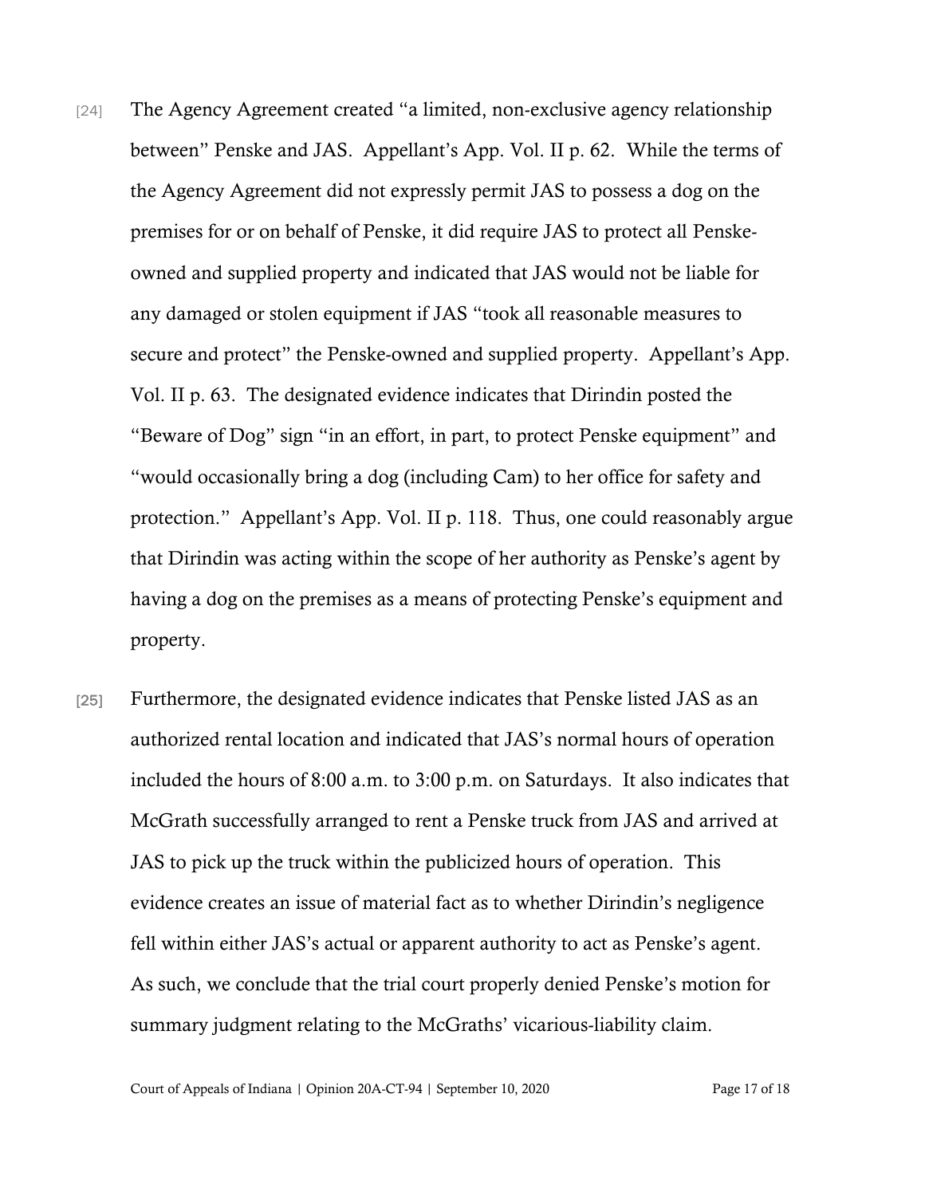[24] The Agency Agreement created "a limited, non-exclusive agency relationship between" Penske and JAS. Appellant's App. Vol. II p. 62. While the terms of the Agency Agreement did not expressly permit JAS to possess a dog on the premises for or on behalf of Penske, it did require JAS to protect all Penske-owned and supplied property and indicated that JAS would not be liable for any damaged or stolen equipment if JAS "took all reasonable measures to secure and protect" the Penske-owned and supplied property. Appellant's App. Vol. II p. 63. The designated evidence indicates that Dirindin posted the "Beware of Dog" sign "in an effort, in part, to protect Penske equipment" and "would occasionally bring a dog (including Cam) to her office for safety and protection." Appellant's App. Vol. II p. 118. Thus, one could reasonably argue that Dirindin was acting within the scope of her authority as Penske's agent by having a dog on the premises as a means of protecting Penske's equipment and property.

[25] Furthermore, the designated evidence indicates that Penske listed JAS as an authorized rental location and indicated that JAS's normal hours of operation included the hours of 8:00 a.m. to 3:00 p.m. on Saturdays. It also indicates that McGrath successfully arranged to rent a Penske truck from JAS and arrived at JAS to pick up the truck within the publicized hours of operation. This evidence creates an issue of material fact as to whether Dirindin's negligence fell within either JAS's actual or apparent authority to act as Penske's agent. As such, we conclude that the trial court properly denied Penske's motion for summary judgment relating to the McGraths' vicarious-liability claim.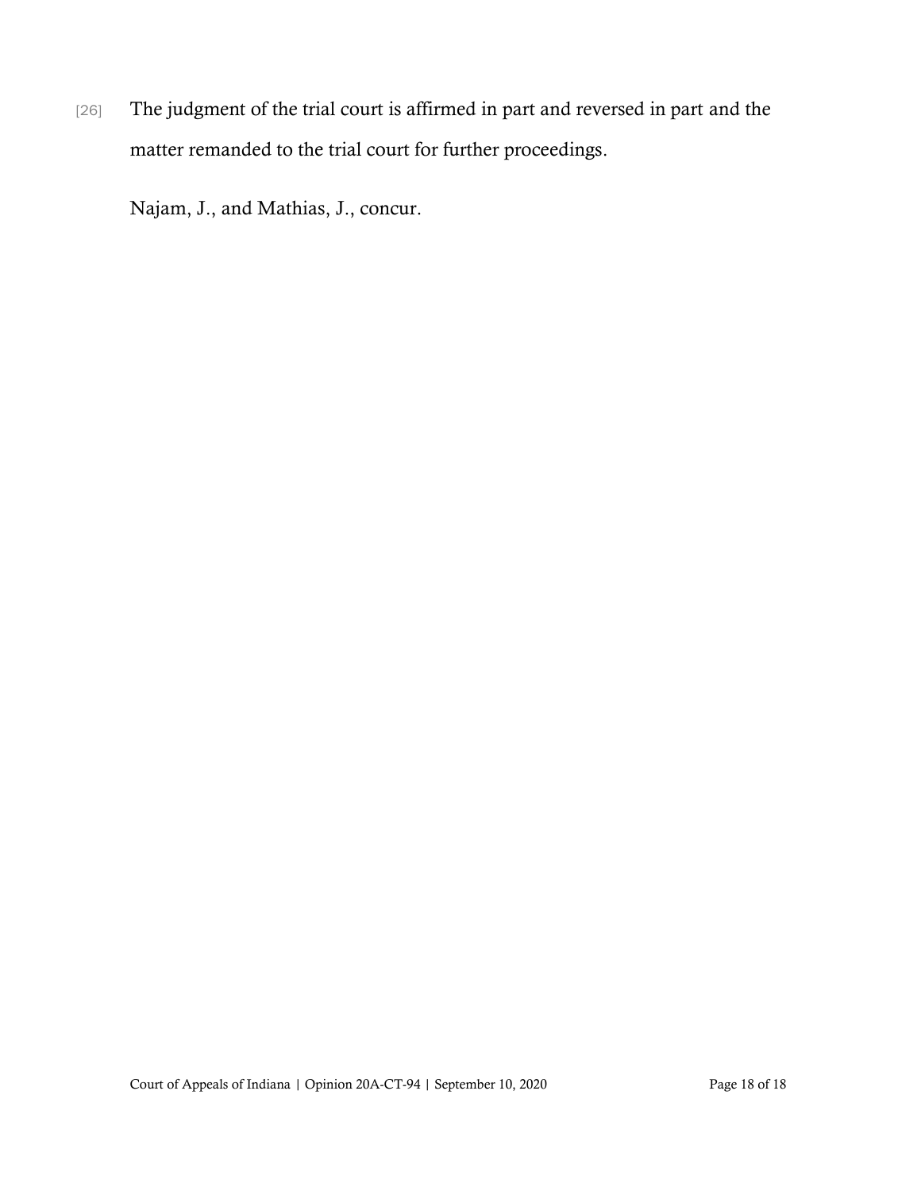[26] The judgment of the trial court is affirmed in part and reversed in part and the matter remanded to the trial court for further proceedings.

Najam, J., and Mathias, J., concur.